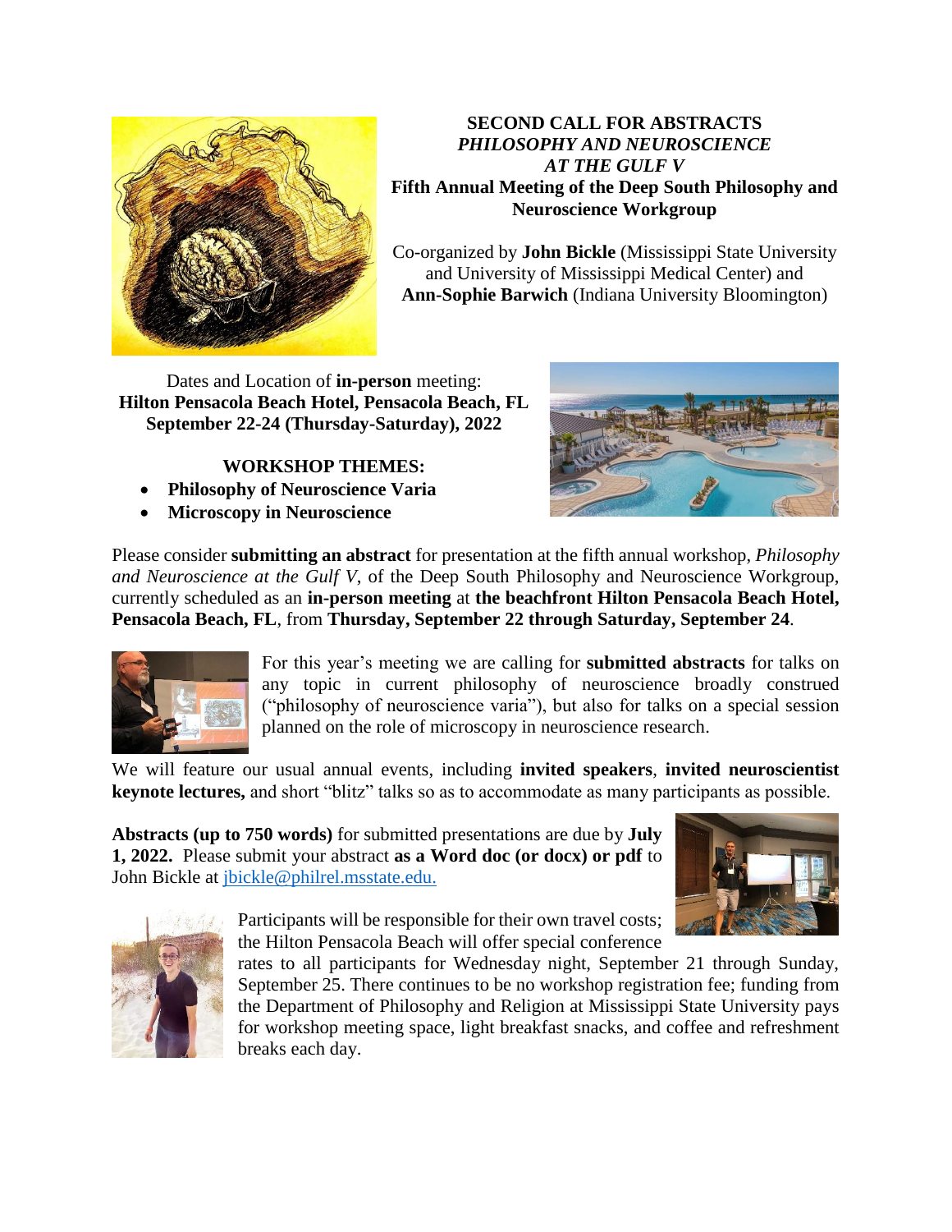**SECOND CALL FOR ABSTRACTS**
***PHILOSOPHY AND NEUROSCIENCE AT THE GULF V***
**Fifth Annual Meeting of the Deep South Philosophy and Neuroscience Workgroup**

Co-organized by **John Bickle** (Mississippi State University and University of Mississippi Medical Center) and **Ann-Sophie Barwich** (Indiana University Bloomington)

Dates and Location of **in-person** meeting:
**Hilton Pensacola Beach Hotel, Pensacola Beach, FL**
**September 22-24 (Thursday-Saturday), 2022**

**WORKSHOP THEMES:**

- **Philosophy of Neuroscience Varia**
- **Microscopy in Neuroscience**

Please consider **submitting an abstract** for presentation at the fifth annual workshop, *Philosophy and Neuroscience at the Gulf V*, of the Deep South Philosophy and Neuroscience Workgroup, currently scheduled as an **in-person meeting** at **the beachfront Hilton Pensacola Beach Hotel, Pensacola Beach, FL**, from **Thursday, September 22 through Saturday, September 24**.

For this year's meeting we are calling for **submitted abstracts** for talks on any topic in current philosophy of neuroscience broadly construed ("philosophy of neuroscience varia"), but also for talks on a special session planned on the role of microscopy in neuroscience research.

We will feature our usual annual events, including **invited speakers**, **invited neuroscientist keynote lectures,** and short "blitz" talks so as to accommodate as many participants as possible.

**Abstracts (up to 750 words)** for submitted presentations are due by **July 1, 2022.** Please submit your abstract **as a Word doc (or docx) or pdf** to John Bickle at jbickle@philrel.msstate.edu.

Participants will be responsible for their own travel costs; the Hilton Pensacola Beach will offer special conference rates to all participants for Wednesday night, September 21 through Sunday, September 25. There continues to be no workshop registration fee; funding from the Department of Philosophy and Religion at Mississippi State University pays for workshop meeting space, light breakfast snacks, and coffee and refreshment breaks each day.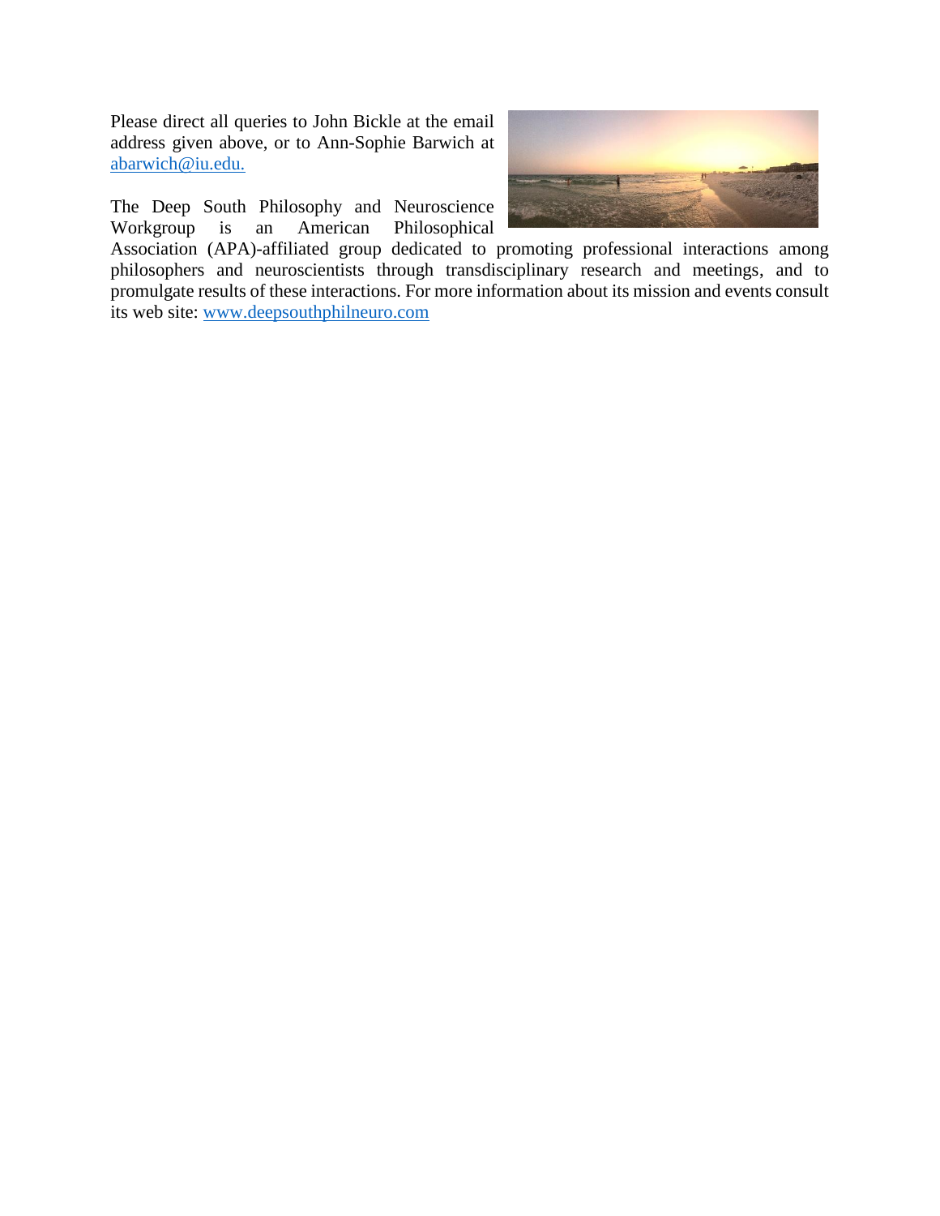Please direct all queries to John Bickle at the email address given above, or to Ann-Sophie Barwich at abarwich@iu.edu.

The Deep South Philosophy and Neuroscience Workgroup is an American Philosophical Association (APA)-affiliated group dedicated to promoting professional interactions among philosophers and neuroscientists through transdisciplinary research and meetings, and to promulgate results of these interactions. For more information about its mission and events consult its web site: www.deepsouthphilneuro.com